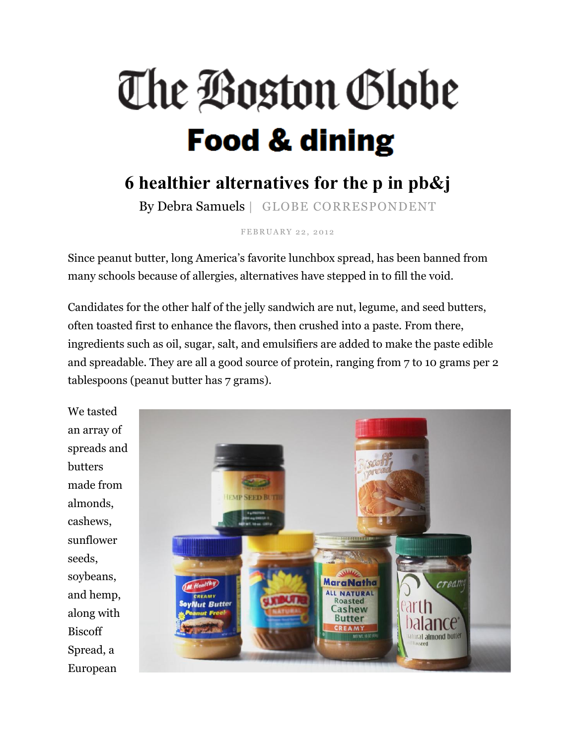# The Boston Globe

## Food & dining

# 6 healthier alternatives for the p in pb&j

By Debra Samuels | GLOBE CORRESPONDENT

FEBRUARY 22, 2012

Since peanut butter, long America's favorite lunchbox spread, has been banned from many schools because of allergies, alternatives have stepped in to fill the void.

Candidates for the other half of the jelly sandwich are nut, legume, and seed butters, often toasted first to enhance the flavors, then crushed into a paste. From there, ingredients such as oil, sugar, salt, and emulsifiers are added to make the paste edible and spreadable. They are all a good source of protein, ranging from 7 to 10 grams per 2 tablespoons (peanut butter has 7 grams).

We tasted an array of spreads and butters made from almonds, cashews, sunflower seeds, soybeans, and hemp, along with Biscoff Spread, a European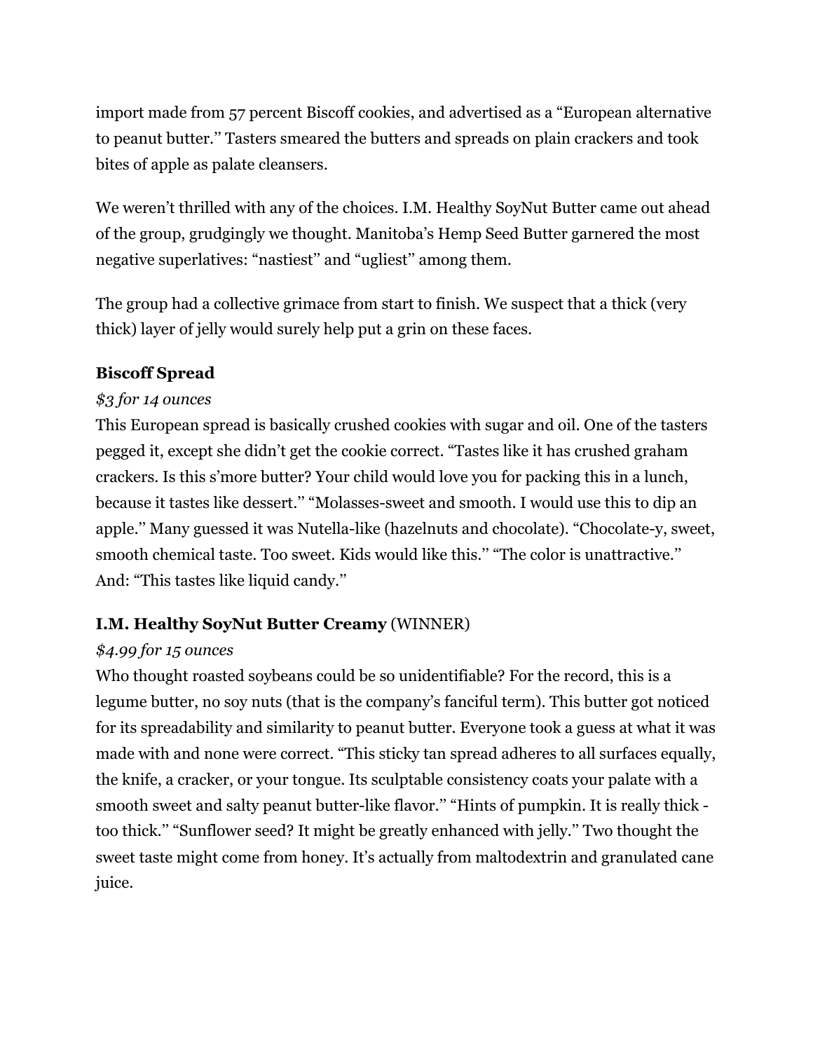import made from 57 percent Biscoff cookies, and advertised as a "European alternative to peanut butter." Tasters smeared the butters and spreads on plain crackers and took bites of apple as palate cleansers.

We weren't thrilled with any of the choices. I.M. Healthy SoyNut Butter came out ahead of the group, grudgingly we thought. Manitoba's Hemp Seed Butter garnered the most negative superlatives: "nastiest" and "ugliest" among them.

The group had a collective grimace from start to finish. We suspect that a thick (very thick) layer of jelly would surely help put a grin on these faces.

**Biscoff Spread**

*$3 for 14 ounces*

This European spread is basically crushed cookies with sugar and oil. One of the tasters pegged it, except she didn't get the cookie correct. "Tastes like it has crushed graham crackers. Is this s'more butter? Your child would love you for packing this in a lunch, because it tastes like dessert." "Molasses-sweet and smooth. I would use this to dip an apple." Many guessed it was Nutella-like (hazelnuts and chocolate). "Chocolate-y, sweet, smooth chemical taste. Too sweet. Kids would like this." "The color is unattractive." And: "This tastes like liquid candy."

**I.M. Healthy SoyNut Butter Creamy** (WINNER)

*$4.99 for 15 ounces*

Who thought roasted soybeans could be so unidentifiable? For the record, this is a legume butter, no soy nuts (that is the company's fanciful term). This butter got noticed for its spreadability and similarity to peanut butter. Everyone took a guess at what it was made with and none were correct. "This sticky tan spread adheres to all surfaces equally, the knife, a cracker, or your tongue. Its sculptable consistency coats your palate with a smooth sweet and salty peanut butter-like flavor." "Hints of pumpkin. It is really thick - too thick." "Sunflower seed? It might be greatly enhanced with jelly." Two thought the sweet taste might come from honey. It's actually from maltodextrin and granulated cane juice.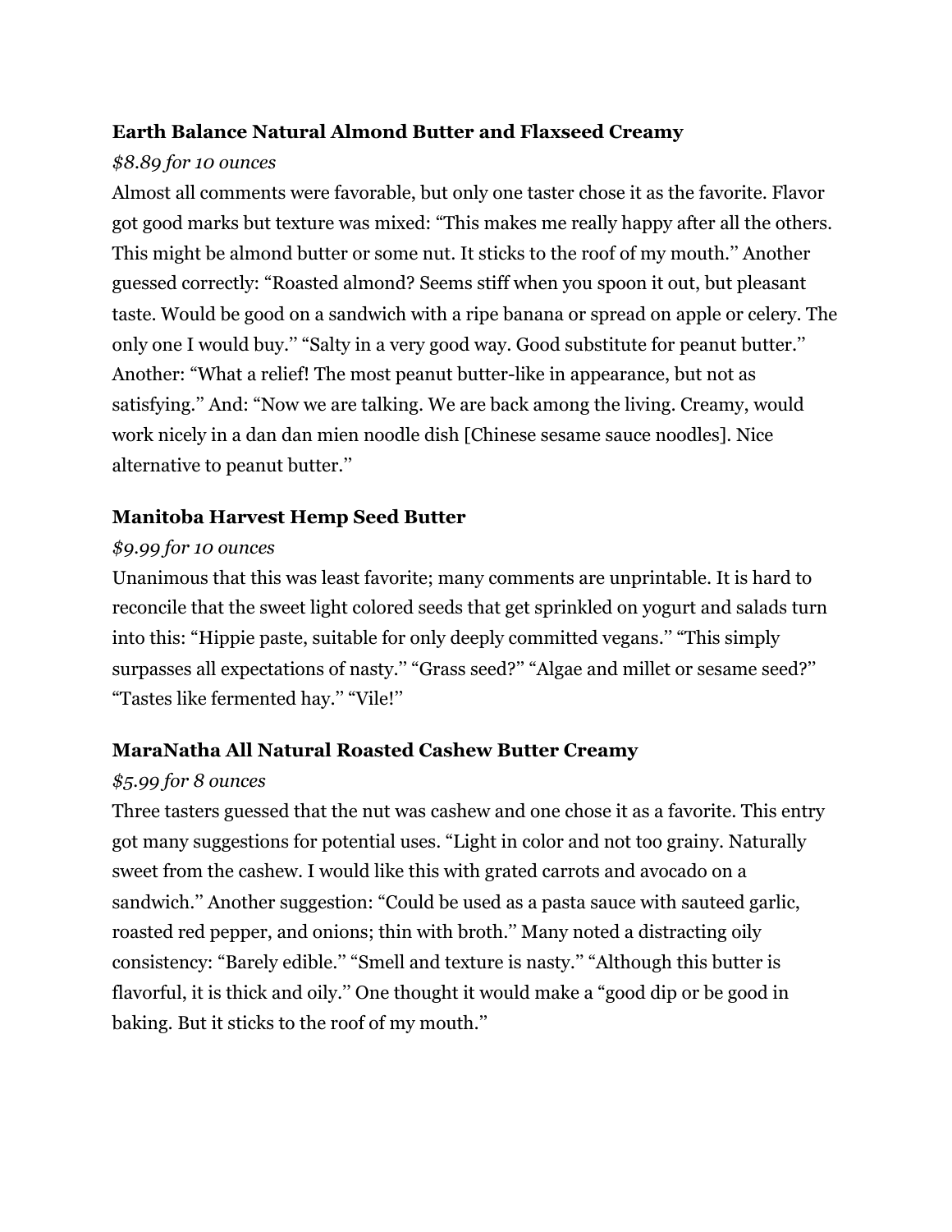**Earth Balance Natural Almond Butter and Flaxseed Creamy**

*$8.89 for 10 ounces*

Almost all comments were favorable, but only one taster chose it as the favorite. Flavor got good marks but texture was mixed: "This makes me really happy after all the others. This might be almond butter or some nut. It sticks to the roof of my mouth." Another guessed correctly: "Roasted almond? Seems stiff when you spoon it out, but pleasant taste. Would be good on a sandwich with a ripe banana or spread on apple or celery. The only one I would buy." "Salty in a very good way. Good substitute for peanut butter." Another: "What a relief! The most peanut butter-like in appearance, but not as satisfying." And: "Now we are talking. We are back among the living. Creamy, would work nicely in a dan dan mien noodle dish [Chinese sesame sauce noodles]. Nice alternative to peanut butter."

**Manitoba Harvest Hemp Seed Butter**

*$9.99 for 10 ounces*

Unanimous that this was least favorite; many comments are unprintable. It is hard to reconcile that the sweet light colored seeds that get sprinkled on yogurt and salads turn into this: "Hippie paste, suitable for only deeply committed vegans." "This simply surpasses all expectations of nasty." "Grass seed?" "Algae and millet or sesame seed?" "Tastes like fermented hay." "Vile!"

**MaraNatha All Natural Roasted Cashew Butter Creamy**

*$5.99 for 8 ounces*

Three tasters guessed that the nut was cashew and one chose it as a favorite. This entry got many suggestions for potential uses. "Light in color and not too grainy. Naturally sweet from the cashew. I would like this with grated carrots and avocado on a sandwich." Another suggestion: "Could be used as a pasta sauce with sauteed garlic, roasted red pepper, and onions; thin with broth." Many noted a distracting oily consistency: "Barely edible." "Smell and texture is nasty." "Although this butter is flavorful, it is thick and oily." One thought it would make a "good dip or be good in baking. But it sticks to the roof of my mouth."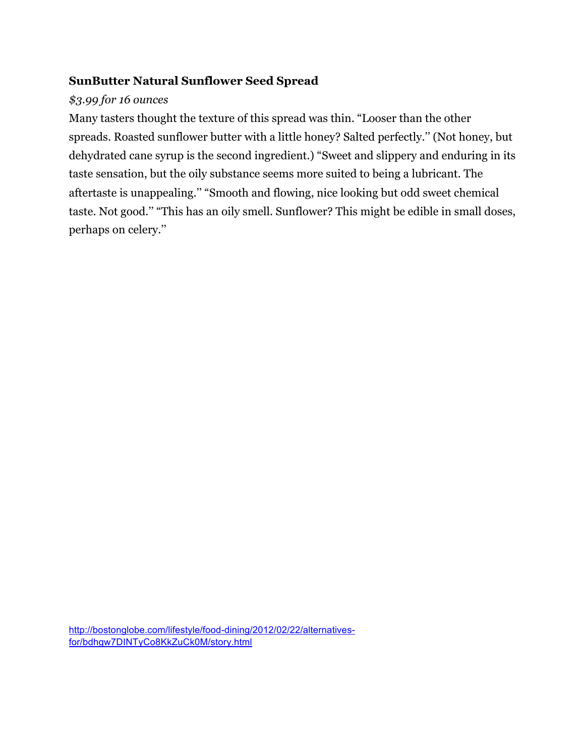**SunButter Natural Sunflower Seed Spread**

*$3.99 for 16 ounces*

Many tasters thought the texture of this spread was thin. "Looser than the other spreads. Roasted sunflower butter with a little honey? Salted perfectly.'' (Not honey, but dehydrated cane syrup is the second ingredient.) "Sweet and slippery and enduring in its taste sensation, but the oily substance seems more suited to being a lubricant. The aftertaste is unappealing.'' "Smooth and flowing, nice looking but odd sweet chemical taste. Not good.'' "This has an oily smell. Sunflower? This might be edible in small doses, perhaps on celery.''

http://bostonglobe.com/lifestyle/food-dining/2012/02/22/alternatives-for/bdhgw7DINTyCo8KkZuCk0M/story.html